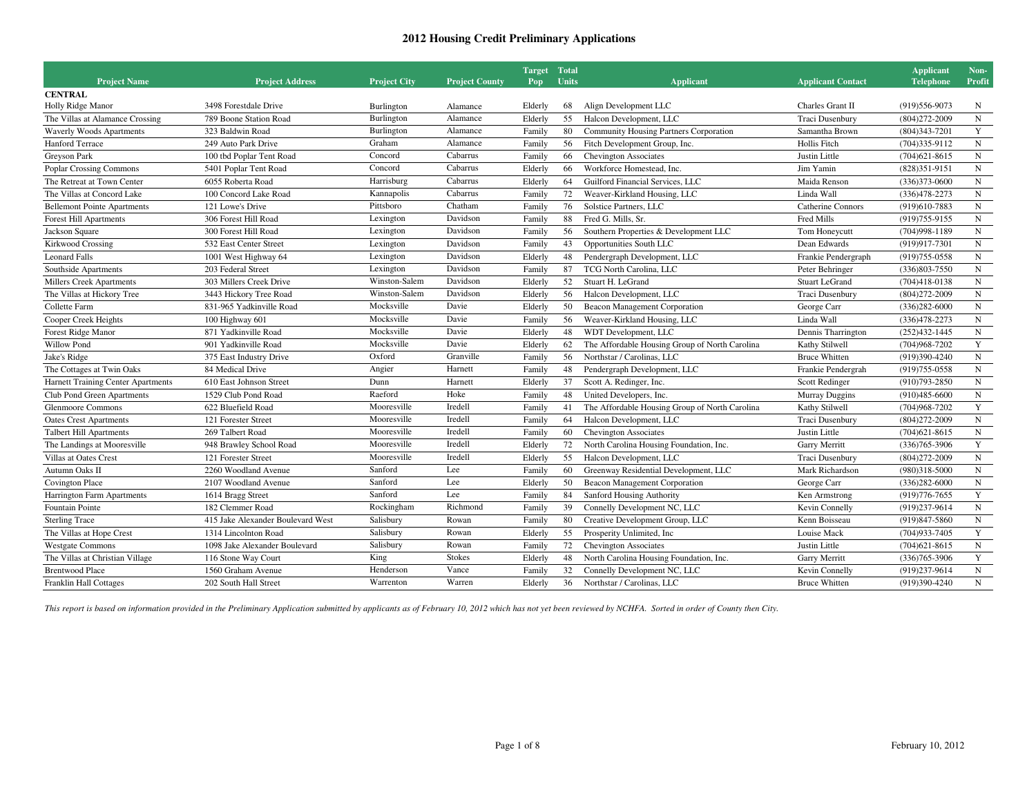# 2012 Housing Credit Preliminary Applications

| Project Name | Project Address | Project City | Project County | Target Pop | Total Units | Applicant | Applicant Contact | Applicant Telephone | Non-Profit |
|---|---|---|---|---|---|---|---|---|---|
| **CENTRAL** | | | | | | | | | |
| Holly Ridge Manor | 3498 Forestdale Drive | Burlington | Alamance | Elderly | 68 | Align Development LLC | Charles Grant II | (919)556-9073 | N |
| The Villas at Alamance Crossing | 789 Boone Station Road | Burlington | Alamance | Elderly | 55 | Halcon Development, LLC | Traci Dusenbury | (804)272-2009 | N |
| Waverly Woods Apartments | 323 Baldwin Road | Burlington | Alamance | Family | 80 | Community Housing Partners Corporation | Samantha Brown | (804)343-7201 | Y |
| Hanford Terrace | 249 Auto Park Drive | Graham | Alamance | Family | 56 | Fitch Development Group, Inc. | Hollis Fitch | (704)335-9112 | N |
| Greyson Park | 100 tbd Poplar Tent Road | Concord | Cabarrus | Family | 66 | Chevington Associates | Justin Little | (704)621-8615 | N |
| Poplar Crossing Commons | 5401 Poplar Tent Road | Concord | Cabarrus | Elderly | 66 | Workforce Homestead, Inc. | Jim Yamin | (828)351-9151 | N |
| The Retreat at Town Center | 6055 Roberta Road | Harrisburg | Cabarrus | Elderly | 64 | Guilford Financial Services, LLC | Maida Renson | (336)373-0600 | N |
| The Villas at Concord Lake | 100 Concord Lake Road | Kannapolis | Cabarrus | Family | 72 | Weaver-Kirkland Housing, LLC | Linda Wall | (336)478-2273 | N |
| Bellemont Pointe Apartments | 121 Lowe's Drive | Pittsboro | Chatham | Family | 76 | Solstice Partners, LLC | Catherine Connors | (919)610-7883 | N |
| Forest Hill Apartments | 306 Forest Hill Road | Lexington | Davidson | Family | 88 | Fred G. Mills, Sr. | Fred Mills | (919)755-9155 | N |
| Jackson Square | 300 Forest Hill Road | Lexington | Davidson | Family | 56 | Southern Properties & Development LLC | Tom Honeycutt | (704)998-1189 | N |
| Kirkwood Crossing | 532 East Center Street | Lexington | Davidson | Family | 43 | Opportunities South LLC | Dean Edwards | (919)917-7301 | N |
| Leonard Falls | 1001 West Highway 64 | Lexington | Davidson | Elderly | 48 | Pendergraph Development, LLC | Frankie Pendergraph | (919)755-0558 | N |
| Southside Apartments | 203 Federal Street | Lexington | Davidson | Family | 87 | TCG North Carolina, LLC | Peter Behringer | (336)803-7550 | N |
| Millers Creek Apartments | 303 Millers Creek Drive | Winston-Salem | Davidson | Elderly | 52 | Stuart H. LeGrand | Stuart LeGrand | (704)418-0138 | N |
| The Villas at Hickory Tree | 3443 Hickory Tree Road | Winston-Salem | Davidson | Elderly | 56 | Halcon Development, LLC | Traci Dusenbury | (804)272-2009 | N |
| Collette Farm | 831-965 Yadkinville Road | Mocksville | Davie | Elderly | 50 | Beacon Management Corporation | George Carr | (336)282-6000 | N |
| Cooper Creek Heights | 100 Highway 601 | Mocksville | Davie | Family | 56 | Weaver-Kirkland Housing, LLC | Linda Wall | (336)478-2273 | N |
| Forest Ridge Manor | 871 Yadkinville Road | Mocksville | Davie | Elderly | 48 | WDT Development, LLC | Dennis Tharrington | (252)432-1445 | N |
| Willow Pond | 901 Yadkinville Road | Mocksville | Davie | Elderly | 62 | The Affordable Housing Group of North Carolina | Kathy Stilwell | (704)968-7202 | Y |
| Jake's Ridge | 375 East Industry Drive | Oxford | Granville | Family | 56 | Northstar / Carolinas, LLC | Bruce Whitten | (919)390-4240 | N |
| The Cottages at Twin Oaks | 84 Medical Drive | Angier | Harnett | Family | 48 | Pendergraph Development, LLC | Frankie Pendergrah | (919)755-0558 | N |
| Harnett Training Center Apartments | 610 East Johnson Street | Dunn | Harnett | Elderly | 37 | Scott A. Redinger, Inc. | Scott Redinger | (910)793-2850 | N |
| Club Pond Green Apartments | 1529 Club Pond Road | Raeford | Hoke | Family | 48 | United Developers, Inc. | Murray Duggins | (910)485-6600 | N |
| Glenmoore Commons | 622 Bluefield Road | Mooresville | Iredell | Family | 41 | The Affordable Housing Group of North Carolina | Kathy Stilwell | (704)968-7202 | Y |
| Oates Crest Apartments | 121 Forester Street | Mooresville | Iredell | Family | 64 | Halcon Development, LLC | Traci Dusenbury | (804)272-2009 | N |
| Talbert Hill Apartments | 269 Talbert Road | Mooresville | Iredell | Family | 60 | Chevington Associates | Justin Little | (704)621-8615 | N |
| The Landings at Mooresville | 948 Brawley School Road | Mooresville | Iredell | Elderly | 72 | North Carolina Housing Foundation, Inc. | Garry Merritt | (336)765-3906 | Y |
| Villas at Oates Crest | 121 Forester Street | Mooresville | Iredell | Elderly | 55 | Halcon Development, LLC | Traci Dusenbury | (804)272-2009 | N |
| Autumn Oaks II | 2260 Woodland Avenue | Sanford | Lee | Family | 60 | Greenway Residential Development, LLC | Mark Richardson | (980)318-5000 | N |
| Covington Place | 2107 Woodland Avenue | Sanford | Lee | Elderly | 50 | Beacon Management Corporation | George Carr | (336)282-6000 | N |
| Harrington Farm Apartments | 1614 Bragg Street | Sanford | Lee | Family | 84 | Sanford Housing Authority | Ken Armstrong | (919)776-7655 | Y |
| Fountain Pointe | 182 Clemmer Road | Rockingham | Richmond | Family | 39 | Connelly Development NC, LLC | Kevin Connelly | (919)237-9614 | N |
| Sterling Trace | 415 Jake Alexander Boulevard West | Salisbury | Rowan | Family | 80 | Creative Development Group, LLC | Kenn Boisseau | (919)847-5860 | N |
| The Villas at Hope Crest | 1314 Lincolnton Road | Salisbury | Rowan | Elderly | 55 | Prosperity Unlimited, Inc | Louise Mack | (704)933-7405 | Y |
| Westgate Commons | 1098 Jake Alexander Boulevard | Salisbury | Rowan | Family | 72 | Chevington Associates | Justin Little | (704)621-8615 | N |
| The Villas at Christian Village | 116 Stone Way Court | King | Stokes | Elderly | 48 | North Carolina Housing Foundation, Inc. | Garry Merritt | (336)765-3906 | Y |
| Brentwood Place | 1560 Graham Avenue | Henderson | Vance | Family | 32 | Connelly Development NC, LLC | Kevin Connelly | (919)237-9614 | N |
| Franklin Hall Cottages | 202 South Hall Street | Warrenton | Warren | Elderly | 36 | Northstar / Carolinas, LLC | Bruce Whitten | (919)390-4240 | N |

*This report is based on information provided in the Preliminary Application submitted by applicants as of February 10, 2012 which has not yet been reviewed by NCHFA. Sorted in order of County then City.*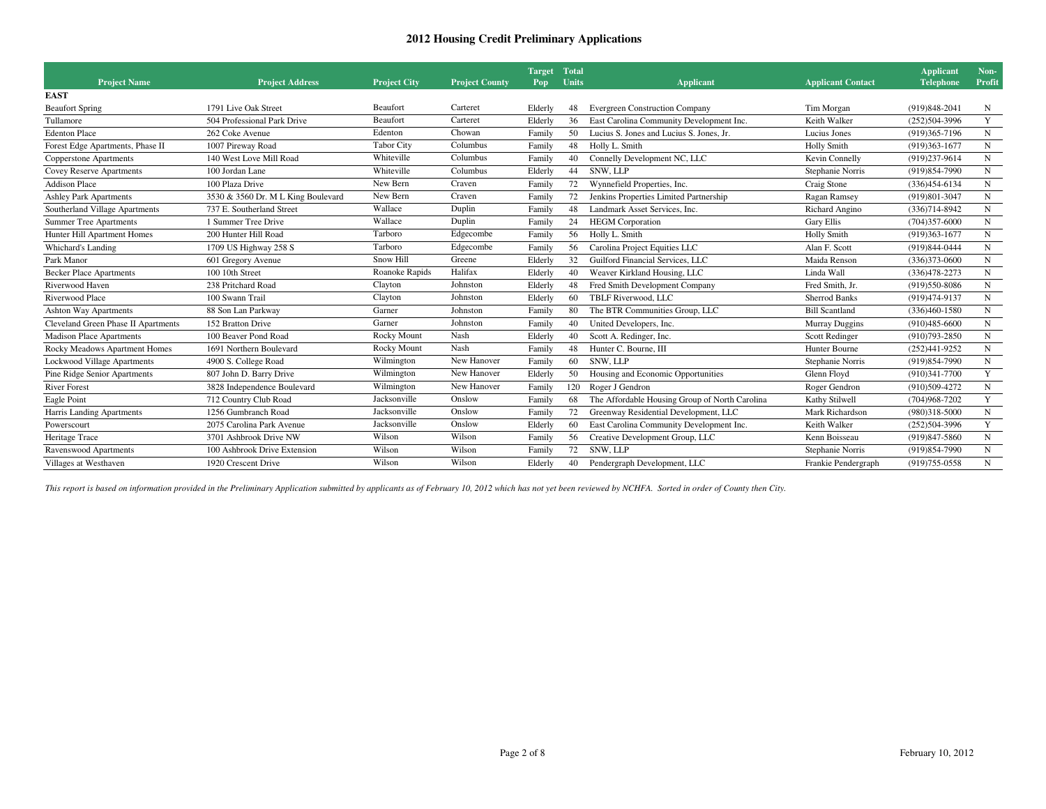# 2012 Housing Credit Preliminary Applications

| Project Name | Project Address | Project City | Project County | Target Pop | Total Units | Applicant | Applicant Contact | Applicant Telephone | Non-Profit |
|---|---|---|---|---|---|---|---|---|---|
| **EAST** | | | | | | | | | |
| Beaufort Spring | 1791 Live Oak Street | Beaufort | Carteret | Elderly | 48 | Evergreen Construction Company | Tim Morgan | (919)848-2041 | N |
| Tullamore | 504 Professional Park Drive | Beaufort | Carteret | Elderly | 36 | East Carolina Community Development Inc. | Keith Walker | (252)504-3996 | Y |
| Edenton Place | 262 Coke Avenue | Edenton | Chowan | Family | 50 | Lucius S. Jones and Lucius S. Jones, Jr. | Lucius Jones | (919)365-7196 | N |
| Forest Edge Apartments, Phase II | 1007 Pireway Road | Tabor City | Columbus | Family | 48 | Holly L. Smith | Holly Smith | (919)363-1677 | N |
| Copperstone Apartments | 140 West Love Mill Road | Whiteville | Columbus | Family | 40 | Connelly Development NC, LLC | Kevin Connelly | (919)237-9614 | N |
| Covey Reserve Apartments | 100 Jordan Lane | Whiteville | Columbus | Elderly | 44 | SNW, LLP | Stephanie Norris | (919)854-7990 | N |
| Addison Place | 100 Plaza Drive | New Bern | Craven | Family | 72 | Wynnefield Properties, Inc. | Craig Stone | (336)454-6134 | N |
| Ashley Park Apartments | 3530 & 3560 Dr. M L King Boulevard | New Bern | Craven | Family | 72 | Jenkins Properties Limited Partnership | Ragan Ramsey | (919)801-3047 | N |
| Southerland Village Apartments | 737 E. Southerland Street | Wallace | Duplin | Family | 48 | Landmark Asset Services, Inc. | Richard Angino | (336)714-8942 | N |
| Summer Tree Apartments | 1 Summer Tree Drive | Wallace | Duplin | Family | 24 | HEGM Corporation | Gary Ellis | (704)357-6000 | N |
| Hunter Hill Apartment Homes | 200 Hunter Hill Road | Tarboro | Edgecombe | Family | 56 | Holly L. Smith | Holly Smith | (919)363-1677 | N |
| Whichard's Landing | 1709 US Highway 258 S | Tarboro | Edgecombe | Family | 56 | Carolina Project Equities LLC | Alan F. Scott | (919)844-0444 | N |
| Park Manor | 601 Gregory Avenue | Snow Hill | Greene | Elderly | 32 | Guilford Financial Services, LLC | Maida Renson | (336)373-0600 | N |
| Becker Place Apartments | 100 10th Street | Roanoke Rapids | Halifax | Elderly | 40 | Weaver Kirkland Housing, LLC | Linda Wall | (336)478-2273 | N |
| Riverwood Haven | 238 Pritchard Road | Clayton | Johnston | Elderly | 48 | Fred Smith Development Company | Fred Smith, Jr. | (919)550-8086 | N |
| Riverwood Place | 100 Swann Trail | Clayton | Johnston | Elderly | 60 | TBLF Riverwood, LLC | Sherrod Banks | (919)474-9137 | N |
| Ashton Way Apartments | 88 Son Lan Parkway | Garner | Johnston | Family | 80 | The BTR Communities Group, LLC | Bill Scantland | (336)460-1580 | N |
| Cleveland Green Phase II Apartments | 152 Bratton Drive | Garner | Johnston | Family | 40 | United Developers, Inc. | Murray Duggins | (910)485-6600 | N |
| Madison Place Apartments | 100 Beaver Pond Road | Rocky Mount | Nash | Elderly | 40 | Scott A. Redinger, Inc. | Scott Redinger | (910)793-2850 | N |
| Rocky Meadows Apartment Homes | 1691 Northern Boulevard | Rocky Mount | Nash | Family | 48 | Hunter C. Bourne, III | Hunter Bourne | (252)441-9252 | N |
| Lockwood Village Apartments | 4900 S. College Road | Wilmington | New Hanover | Family | 60 | SNW, LLP | Stephanie Norris | (919)854-7990 | N |
| Pine Ridge Senior Apartments | 807 John D. Barry Drive | Wilmington | New Hanover | Elderly | 50 | Housing and Economic Opportunities | Glenn Floyd | (910)341-7700 | Y |
| River Forest | 3828 Independence Boulevard | Wilmington | New Hanover | Family | 120 | Roger J Gendron | Roger Gendron | (910)509-4272 | N |
| Eagle Point | 712 Country Club Road | Jacksonville | Onslow | Family | 68 | The Affordable Housing Group of North Carolina | Kathy Stilwell | (704)968-7202 | Y |
| Harris Landing Apartments | 1256 Gumbranch Road | Jacksonville | Onslow | Family | 72 | Greenway Residential Development, LLC | Mark Richardson | (980)318-5000 | N |
| Powerscourt | 2075 Carolina Park Avenue | Jacksonville | Onslow | Elderly | 60 | East Carolina Community Development Inc. | Keith Walker | (252)504-3996 | Y |
| Heritage Trace | 3701 Ashbrook Drive NW | Wilson | Wilson | Family | 56 | Creative Development Group, LLC | Kenn Boisseau | (919)847-5860 | N |
| Ravenswood Apartments | 100 Ashbrook Drive Extension | Wilson | Wilson | Family | 72 | SNW, LLP | Stephanie Norris | (919)854-7990 | N |
| Villages at Westhaven | 1920 Crescent Drive | Wilson | Wilson | Elderly | 40 | Pendergraph Development, LLC | Frankie Pendergraph | (919)755-0558 | N |

*This report is based on information provided in the Preliminary Application submitted by applicants as of February 10, 2012 which has not yet been reviewed by NCHFA. Sorted in order of County then City.*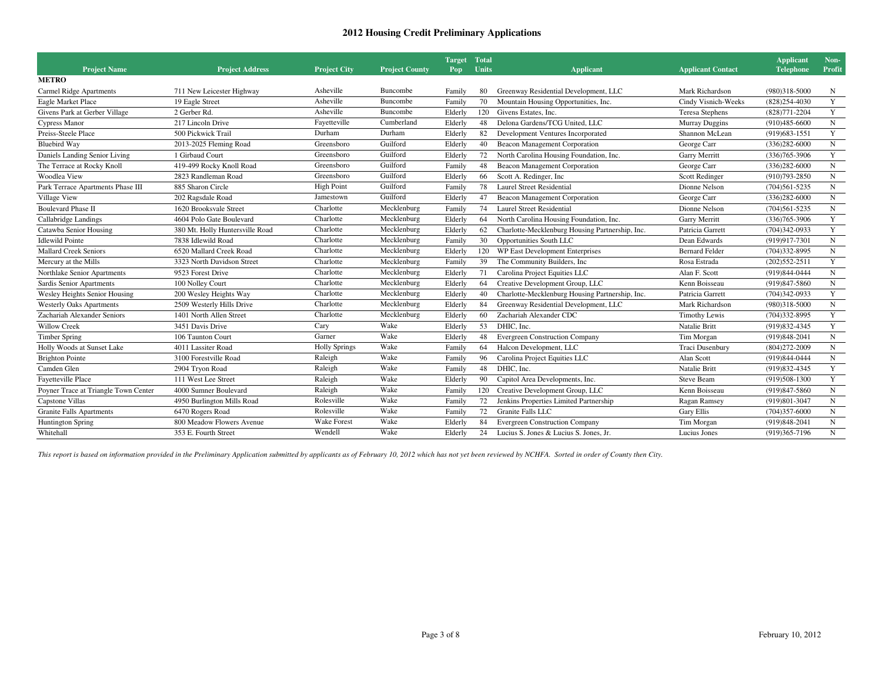## 2012 Housing Credit Preliminary Applications

| Project Name | Project Address | Project City | Project County | Target Pop | Total Units | Applicant | Applicant Contact | Applicant Telephone | Non-Profit |
|---|---|---|---|---|---|---|---|---|---|
| **METRO** | | | | | | | | | |
| Carmel Ridge Apartments | 711 New Leicester Highway | Asheville | Buncombe | Family | 80 | Greenway Residential Development, LLC | Mark Richardson | (980)318-5000 | N |
| Eagle Market Place | 19 Eagle Street | Asheville | Buncombe | Family | 70 | Mountain Housing Opportunities, Inc. | Cindy Visnich-Weeks | (828)254-4030 | Y |
| Givens Park at Gerber Village | 2 Gerber Rd. | Asheville | Buncombe | Elderly | 120 | Givens Estates, Inc. | Teresa Stephens | (828)771-2204 | Y |
| Cypress Manor | 217 Lincoln Drive | Fayetteville | Cumberland | Elderly | 48 | Delona Gardens/TCG United, LLC | Murray Duggins | (910)485-6600 | N |
| Preiss-Steele Place | 500 Pickwick Trail | Durham | Durham | Elderly | 82 | Development Ventures Incorporated | Shannon McLean | (919)683-1551 | Y |
| Bluebird Way | 2013-2025 Fleming Road | Greensboro | Guilford | Elderly | 40 | Beacon Management Corporation | George Carr | (336)282-6000 | N |
| Daniels Landing Senior Living | 1 Girbaud Court | Greensboro | Guilford | Elderly | 72 | North Carolina Housing Foundation, Inc. | Garry Merritt | (336)765-3906 | Y |
| The Terrace at Rocky Knoll | 419-499 Rocky Knoll Road | Greensboro | Guilford | Family | 48 | Beacon Management Corporation | George Carr | (336)282-6000 | N |
| Woodlea View | 2823 Randleman Road | Greensboro | Guilford | Elderly | 66 | Scott A. Redinger, Inc | Scott Redinger | (910)793-2850 | N |
| Park Terrace Apartments Phase III | 885 Sharon Circle | High Point | Guilford | Family | 78 | Laurel Street Residential | Dionne Nelson | (704)561-5235 | N |
| Village View | 202 Ragsdale Road | Jamestown | Guilford | Elderly | 47 | Beacon Management Corporation | George Carr | (336)282-6000 | N |
| Boulevard Phase II | 1620 Brooksvale Street | Charlotte | Mecklenburg | Family | 74 | Laurel Street Residential | Dionne Nelson | (704)561-5235 | N |
| Callabridge Landings | 4604 Polo Gate Boulevard | Charlotte | Mecklenburg | Elderly | 64 | North Carolina Housing Foundation, Inc. | Garry Merritt | (336)765-3906 | Y |
| Catawba Senior Housing | 380 Mt. Holly Huntersville Road | Charlotte | Mecklenburg | Elderly | 62 | Charlotte-Mecklenburg Housing Partnership, Inc. | Patricia Garrett | (704)342-0933 | Y |
| Idlewild Pointe | 7838 Idlewild Road | Charlotte | Mecklenburg | Family | 30 | Opportunities South LLC | Dean Edwards | (919)917-7301 | N |
| Mallard Creek Seniors | 6520 Mallard Creek Road | Charlotte | Mecklenburg | Elderly | 120 | WP East Development Enterprises | Bernard Felder | (704)332-8995 | N |
| Mercury at the Mills | 3323 North Davidson Street | Charlotte | Mecklenburg | Family | 39 | The Community Builders, Inc | Rosa Estrada | (202)552-2511 | Y |
| Northlake Senior Apartments | 9523 Forest Drive | Charlotte | Mecklenburg | Elderly | 71 | Carolina Project Equities LLC | Alan F. Scott | (919)844-0444 | N |
| Sardis Senior Apartments | 100 Nolley Court | Charlotte | Mecklenburg | Elderly | 64 | Creative Development Group, LLC | Kenn Boisseau | (919)847-5860 | N |
| Wesley Heights Senior Housing | 200 Wesley Heights Way | Charlotte | Mecklenburg | Elderly | 40 | Charlotte-Mecklenburg Housing Partnership, Inc. | Patricia Garrett | (704)342-0933 | Y |
| Westerly Oaks Apartments | 2509 Westerly Hills Drive | Charlotte | Mecklenburg | Elderly | 84 | Greenway Residential Development, LLC | Mark Richardson | (980)318-5000 | N |
| Zachariah Alexander Seniors | 1401 North Allen Street | Charlotte | Mecklenburg | Elderly | 60 | Zachariah Alexander CDC | Timothy Lewis | (704)332-8995 | Y |
| Willow Creek | 3451 Davis Drive | Cary | Wake | Elderly | 53 | DHIC, Inc. | Natalie Britt | (919)832-4345 | Y |
| Timber Spring | 106 Taunton Court | Garner | Wake | Elderly | 48 | Evergreen Construction Company | Tim Morgan | (919)848-2041 | N |
| Holly Woods at Sunset Lake | 4011 Lassiter Road | Holly Springs | Wake | Family | 64 | Halcon Development, LLC | Traci Dusenbury | (804)272-2009 | N |
| Brighton Pointe | 3100 Forestville Road | Raleigh | Wake | Family | 96 | Carolina Project Equities LLC | Alan Scott | (919)844-0444 | N |
| Camden Glen | 2904 Tryon Road | Raleigh | Wake | Family | 48 | DHIC, Inc. | Natalie Britt | (919)832-4345 | Y |
| Fayetteville Place | 111 West Lee Street | Raleigh | Wake | Elderly | 90 | Capitol Area Developments, Inc. | Steve Beam | (919)508-1300 | Y |
| Poyner Trace at Triangle Town Center | 4000 Sumner Boulevard | Raleigh | Wake | Family | 120 | Creative Development Group, LLC | Kenn Boisseau | (919)847-5860 | N |
| Capstone Villas | 4950 Burlington Mills Road | Rolesville | Wake | Family | 72 | Jenkins Properties Limited Partnership | Ragan Ramsey | (919)801-3047 | N |
| Granite Falls Apartments | 6470 Rogers Road | Rolesville | Wake | Family | 72 | Granite Falls LLC | Gary Ellis | (704)357-6000 | N |
| Huntington Spring | 800 Meadow Flowers Avenue | Wake Forest | Wake | Elderly | 84 | Evergreen Construction Company | Tim Morgan | (919)848-2041 | N |
| Whitehall | 353 E. Fourth Street | Wendell | Wake | Elderly | 24 | Lucius S. Jones & Lucius S. Jones, Jr. | Lucius Jones | (919)365-7196 | N |

*This report is based on information provided in the Preliminary Application submitted by applicants as of February 10, 2012 which has not yet been reviewed by NCHFA. Sorted in order of County then City.*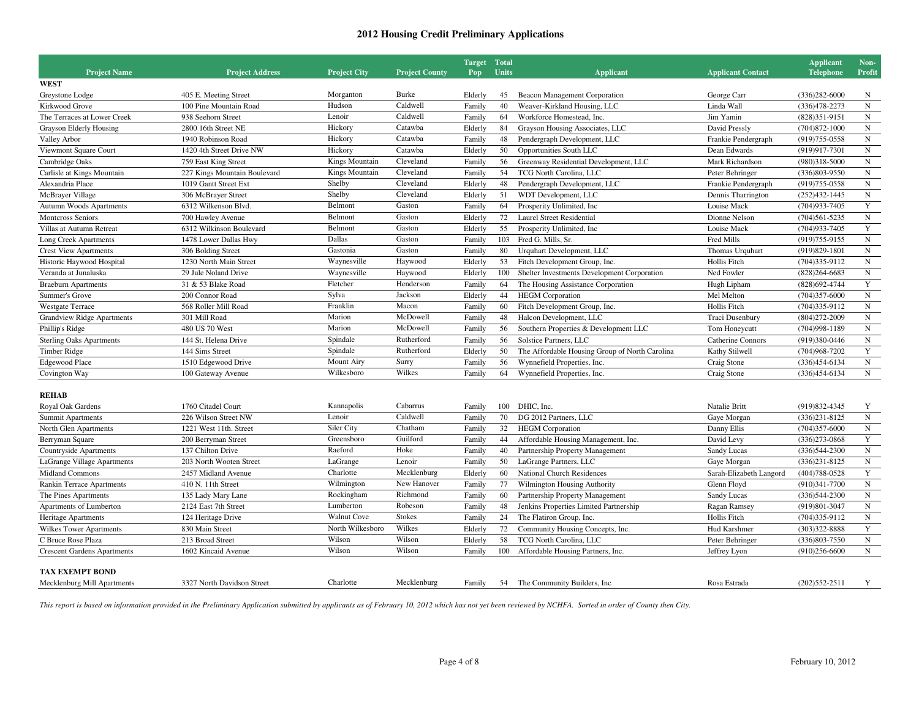# 2012 Housing Credit Preliminary Applications

| Project Name | Project Address | Project City | Project County | Target Pop | Total Units | Applicant | Applicant Contact | Applicant Telephone | Non-Profit |
|---|---|---|---|---|---|---|---|---|---|
| **WEST** | | | | | | | | | |
| Greystone Lodge | 405 E. Meeting Street | Morganton | Burke | Elderly | 45 | Beacon Management Corporation | George Carr | (336)282-6000 | N |
| Kirkwood Grove | 100 Pine Mountain Road | Hudson | Caldwell | Family | 40 | Weaver-Kirkland Housing, LLC | Linda Wall | (336)478-2273 | N |
| The Terraces at Lower Creek | 938 Seehorn Street | Lenoir | Caldwell | Family | 64 | Workforce Homestead, Inc. | Jim Yamin | (828)351-9151 | N |
| Grayson Elderly Housing | 2800 16th Street NE | Hickory | Catawba | Elderly | 84 | Grayson Housing Associates, LLC | David Pressly | (704)872-1000 | N |
| Valley Arbor | 1940 Robinson Road | Hickory | Catawba | Family | 48 | Pendergraph Development, LLC | Frankie Pendergraph | (919)755-0558 | N |
| Viewmont Square Court | 1420 4th Street Drive NW | Hickory | Catawba | Elderly | 50 | Opportunities South LLC | Dean Edwards | (919)917-7301 | N |
| Cambridge Oaks | 759 East King Street | Kings Mountain | Cleveland | Family | 56 | Greenway Residential Development, LLC | Mark Richardson | (980)318-5000 | N |
| Carlisle at Kings Mountain | 227 Kings Mountain Boulevard | Kings Mountain | Cleveland | Family | 54 | TCG North Carolina, LLC | Peter Behringer | (336)803-9550 | N |
| Alexandria Place | 1019 Gantt Street Ext | Shelby | Cleveland | Elderly | 48 | Pendergraph Development, LLC | Frankie Pendergraph | (919)755-0558 | N |
| McBrayer Village | 306 McBrayer Street | Shelby | Cleveland | Elderly | 51 | WDT Development, LLC | Dennis Tharrington | (252)432-1445 | N |
| Autumn Woods Apartments | 6312 Wilkenson Blvd. | Belmont | Gaston | Family | 64 | Prosperity Unlimited, Inc | Louise Mack | (704)933-7405 | Y |
| Montcross Seniors | 700 Hawley Avenue | Belmont | Gaston | Elderly | 72 | Laurel Street Residential | Dionne Nelson | (704)561-5235 | N |
| Villas at Autumn Retreat | 6312 Wilkinson Boulevard | Belmont | Gaston | Elderly | 55 | Prosperity Unlimited, Inc | Louise Mack | (704)933-7405 | Y |
| Long Creek Apartments | 1478 Lower Dallas Hwy | Dallas | Gaston | Family | 103 | Fred G. Mills, Sr. | Fred Mills | (919)755-9155 | N |
| Crest View Apartments | 306 Bolding Street | Gastonia | Gaston | Family | 80 | Urquhart Development, LLC | Thomas Urquhart | (919)829-1801 | N |
| Historic Haywood Hospital | 1230 North Main Street | Waynesville | Haywood | Elderly | 53 | Fitch Development Group, Inc. | Hollis Fitch | (704)335-9112 | N |
| Veranda at Junaluska | 29 Jule Noland Drive | Waynesville | Haywood | Elderly | 100 | Shelter Investments Development Corporation | Ned Fowler | (828)264-6683 | N |
| Braeburn Apartments | 31 & 53 Blake Road | Fletcher | Henderson | Family | 64 | The Housing Assistance Corporation | Hugh Lipham | (828)692-4744 | Y |
| Summer's Grove | 200 Connor Road | Sylva | Jackson | Elderly | 44 | HEGM Corporation | Mel Melton | (704)357-6000 | N |
| Westgate Terrace | 568 Roller Mill Road | Franklin | Macon | Family | 60 | Fitch Development Group, Inc. | Hollis Fitch | (704)335-9112 | N |
| Grandview Ridge Apartments | 301 Mill Road | Marion | McDowell | Family | 48 | Halcon Development, LLC | Traci Dusenbury | (804)272-2009 | N |
| Phillip's Ridge | 480 US 70 West | Marion | McDowell | Family | 56 | Southern Properties & Development LLC | Tom Honeycutt | (704)998-1189 | N |
| Sterling Oaks Apartments | 144 St. Helena Drive | Spindale | Rutherford | Family | 56 | Solstice Partners, LLC | Catherine Connors | (919)380-0446 | N |
| Timber Ridge | 144 Sims Street | Spindale | Rutherford | Elderly | 50 | The Affordable Housing Group of North Carolina | Kathy Stilwell | (704)968-7202 | Y |
| Edgewood Place | 1510 Edgewood Drive | Mount Airy | Surry | Family | 56 | Wynnefield Properties, Inc. | Craig Stone | (336)454-6134 | N |
| Covington Way | 100 Gateway Avenue | Wilkesboro | Wilkes | Family | 64 | Wynnefield Properties, Inc. | Craig Stone | (336)454-6134 | N |
| **REHAB** | | | | | | | | | |
| Royal Oak Gardens | 1760 Citadel Court | Kannapolis | Cabarrus | Family | 100 | DHIC, Inc. | Natalie Britt | (919)832-4345 | Y |
| Summit Apartments | 226 Wilson Street NW | Lenoir | Caldwell | Family | 70 | DG 2012 Partners, LLC | Gaye Morgan | (336)231-8125 | N |
| North Glen Apartments | 1221 West 11th. Street | Siler City | Chatham | Family | 32 | HEGM Corporation | Danny Ellis | (704)357-6000 | N |
| Berryman Square | 200 Berryman Street | Greensboro | Guilford | Family | 44 | Affordable Housing Management, Inc. | David Levy | (336)273-0868 | Y |
| Countryside Apartments | 137 Chilton Drive | Raeford | Hoke | Family | 40 | Partnership Property Management | Sandy Lucas | (336)544-2300 | N |
| LaGrange Village Apartments | 203 North Wooten Street | LaGrange | Lenoir | Family | 50 | LaGrange Partners, LLC | Gaye Morgan | (336)231-8125 | N |
| Midland Commons | 2457 Midland Avenue | Charlotte | Mecklenburg | Elderly | 60 | National Church Residences | Sarah-Elizabeth Langord | (404)788-0528 | Y |
| Rankin Terrace Apartments | 410 N. 11th Street | Wilmington | New Hanover | Family | 77 | Wilmington Housing Authority | Glenn Floyd | (910)341-7700 | N |
| The Pines Apartments | 135 Lady Mary Lane | Rockingham | Richmond | Family | 60 | Partnership Property Management | Sandy Lucas | (336)544-2300 | N |
| Apartments of Lumberton | 2124 East 7th Street | Lumberton | Robeson | Family | 48 | Jenkins Properties Limited Partnership | Ragan Ramsey | (919)801-3047 | N |
| Heritage Apartments | 124 Heritage Drive | Walnut Cove | Stokes | Family | 24 | The Flatiron Group, Inc. | Hollis Fitch | (704)335-9112 | N |
| Wilkes Tower Apartments | 830 Main Street | North Wilkesboro | Wilkes | Elderly | 72 | Community Housing Concepts, Inc. | Hud Karshmer | (303)322-8888 | Y |
| C Bruce Rose Plaza | 213 Broad Street | Wilson | Wilson | Elderly | 58 | TCG North Carolina, LLC | Peter Behringer | (336)803-7550 | N |
| Crescent Gardens Apartments | 1602 Kincaid Avenue | Wilson | Wilson | Family | 100 | Affordable Housing Partners, Inc. | Jeffrey Lyon | (910)256-6600 | N |
| **TAX EXEMPT BOND** | | | | | | | | | |
| Mecklenburg Mill Apartments | 3327 North Davidson Street | Charlotte | Mecklenburg | Family | 54 | The Community Builders, Inc | Rosa Estrada | (202)552-2511 | Y |

*This report is based on information provided in the Preliminary Application submitted by applicants as of February 10, 2012 which has not yet been reviewed by NCHFA. Sorted in order of County then City.*

February 10, 2012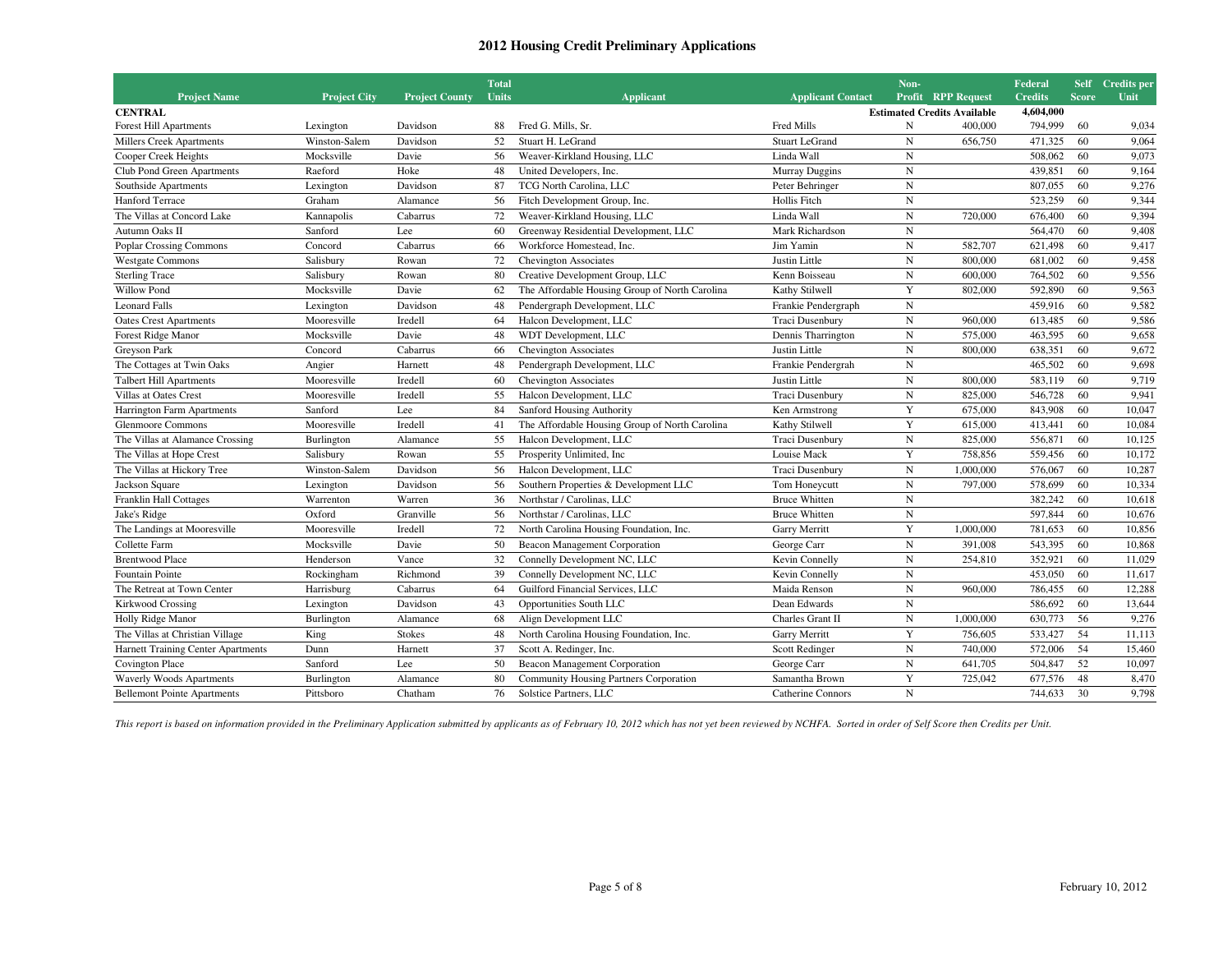# 2012 Housing Credit Preliminary Applications

| Project Name | Project City | Project County | Total Units | Applicant | Applicant Contact | Non-Profit | RPP Request | Federal Credits | Self Score | Credits per Unit |
|---|---|---|---|---|---|---|---|---|---|---|
| **CENTRAL** | | | | | | **Estimated Credits Available** | | **4,604,000** | | |
| Forest Hill Apartments | Lexington | Davidson | 88 | Fred G. Mills, Sr. | Fred Mills | N | 400,000 | 794,999 | 60 | 9,034 |
| Millers Creek Apartments | Winston-Salem | Davidson | 52 | Stuart H. LeGrand | Stuart LeGrand | N | 656,750 | 471,325 | 60 | 9,064 |
| Cooper Creek Heights | Mocksville | Davie | 56 | Weaver-Kirkland Housing, LLC | Linda Wall | N | | 508,062 | 60 | 9,073 |
| Club Pond Green Apartments | Raeford | Hoke | 48 | United Developers, Inc. | Murray Duggins | N | | 439,851 | 60 | 9,164 |
| Southside Apartments | Lexington | Davidson | 87 | TCG North Carolina, LLC | Peter Behringer | N | | 807,055 | 60 | 9,276 |
| Hanford Terrace | Graham | Alamance | 56 | Fitch Development Group, Inc. | Hollis Fitch | N | | 523,259 | 60 | 9,344 |
| The Villas at Concord Lake | Kannapolis | Cabarrus | 72 | Weaver-Kirkland Housing, LLC | Linda Wall | N | 720,000 | 676,400 | 60 | 9,394 |
| Autumn Oaks II | Sanford | Lee | 60 | Greenway Residential Development, LLC | Mark Richardson | N | | 564,470 | 60 | 9,408 |
| Poplar Crossing Commons | Concord | Cabarrus | 66 | Workforce Homestead, Inc. | Jim Yamin | N | 582,707 | 621,498 | 60 | 9,417 |
| Westgate Commons | Salisbury | Rowan | 72 | Chevington Associates | Justin Little | N | 800,000 | 681,002 | 60 | 9,458 |
| Sterling Trace | Salisbury | Rowan | 80 | Creative Development Group, LLC | Kenn Boisseau | N | 600,000 | 764,502 | 60 | 9,556 |
| Willow Pond | Mocksville | Davie | 62 | The Affordable Housing Group of North Carolina | Kathy Stilwell | Y | 802,000 | 592,890 | 60 | 9,563 |
| Leonard Falls | Lexington | Davidson | 48 | Pendergraph Development, LLC | Frankie Pendergraph | N | | 459,916 | 60 | 9,582 |
| Oates Crest Apartments | Mooresville | Iredell | 64 | Halcon Development, LLC | Traci Dusenbury | N | 960,000 | 613,485 | 60 | 9,586 |
| Forest Ridge Manor | Mocksville | Davie | 48 | WDT Development, LLC | Dennis Tharrington | N | 575,000 | 463,595 | 60 | 9,658 |
| Greyson Park | Concord | Cabarrus | 66 | Chevington Associates | Justin Little | N | 800,000 | 638,351 | 60 | 9,672 |
| The Cottages at Twin Oaks | Angier | Harnett | 48 | Pendergraph Development, LLC | Frankie Pendergrah | N | | 465,502 | 60 | 9,698 |
| Talbert Hill Apartments | Mooresville | Iredell | 60 | Chevington Associates | Justin Little | N | 800,000 | 583,119 | 60 | 9,719 |
| Villas at Oates Crest | Mooresville | Iredell | 55 | Halcon Development, LLC | Traci Dusenbury | N | 825,000 | 546,728 | 60 | 9,941 |
| Harrington Farm Apartments | Sanford | Lee | 84 | Sanford Housing Authority | Ken Armstrong | Y | 675,000 | 843,908 | 60 | 10,047 |
| Glenmoore Commons | Mooresville | Iredell | 41 | The Affordable Housing Group of North Carolina | Kathy Stilwell | Y | 615,000 | 413,441 | 60 | 10,084 |
| The Villas at Alamance Crossing | Burlington | Alamance | 55 | Halcon Development, LLC | Traci Dusenbury | N | 825,000 | 556,871 | 60 | 10,125 |
| The Villas at Hope Crest | Salisbury | Rowan | 55 | Prosperity Unlimited, Inc | Louise Mack | Y | 758,856 | 559,456 | 60 | 10,172 |
| The Villas at Hickory Tree | Winston-Salem | Davidson | 56 | Halcon Development, LLC | Traci Dusenbury | N | 1,000,000 | 576,067 | 60 | 10,287 |
| Jackson Square | Lexington | Davidson | 56 | Southern Properties & Development LLC | Tom Honeycutt | N | 797,000 | 578,699 | 60 | 10,334 |
| Franklin Hall Cottages | Warrenton | Warren | 36 | Northstar / Carolinas, LLC | Bruce Whitten | N | | 382,242 | 60 | 10,618 |
| Jake's Ridge | Oxford | Granville | 56 | Northstar / Carolinas, LLC | Bruce Whitten | N | | 597,844 | 60 | 10,676 |
| The Landings at Mooresville | Mooresville | Iredell | 72 | North Carolina Housing Foundation, Inc. | Garry Merritt | Y | 1,000,000 | 781,653 | 60 | 10,856 |
| Collette Farm | Mocksville | Davie | 50 | Beacon Management Corporation | George Carr | N | 391,008 | 543,395 | 60 | 10,868 |
| Brentwood Place | Henderson | Vance | 32 | Connelly Development NC, LLC | Kevin Connelly | N | 254,810 | 352,921 | 60 | 11,029 |
| Fountain Pointe | Rockingham | Richmond | 39 | Connelly Development NC, LLC | Kevin Connelly | N | | 453,050 | 60 | 11,617 |
| The Retreat at Town Center | Harrisburg | Cabarrus | 64 | Guilford Financial Services, LLC | Maida Renson | N | 960,000 | 786,455 | 60 | 12,288 |
| Kirkwood Crossing | Lexington | Davidson | 43 | Opportunities South LLC | Dean Edwards | N | | 586,692 | 60 | 13,644 |
| Holly Ridge Manor | Burlington | Alamance | 68 | Align Development LLC | Charles Grant II | N | 1,000,000 | 630,773 | 56 | 9,276 |
| The Villas at Christian Village | King | Stokes | 48 | North Carolina Housing Foundation, Inc. | Garry Merritt | Y | 756,605 | 533,427 | 54 | 11,113 |
| Harnett Training Center Apartments | Dunn | Harnett | 37 | Scott A. Redinger, Inc. | Scott Redinger | N | 740,000 | 572,006 | 54 | 15,460 |
| Covington Place | Sanford | Lee | 50 | Beacon Management Corporation | George Carr | N | 641,705 | 504,847 | 52 | 10,097 |
| Waverly Woods Apartments | Burlington | Alamance | 80 | Community Housing Partners Corporation | Samantha Brown | Y | 725,042 | 677,576 | 48 | 8,470 |
| Bellemont Pointe Apartments | Pittsboro | Chatham | 76 | Solstice Partners, LLC | Catherine Connors | N | | 744,633 | 30 | 9,798 |

*This report is based on information provided in the Preliminary Application submitted by applicants as of February 10, 2012 which has not yet been reviewed by NCHFA. Sorted in order of Self Score then Credits per Unit.*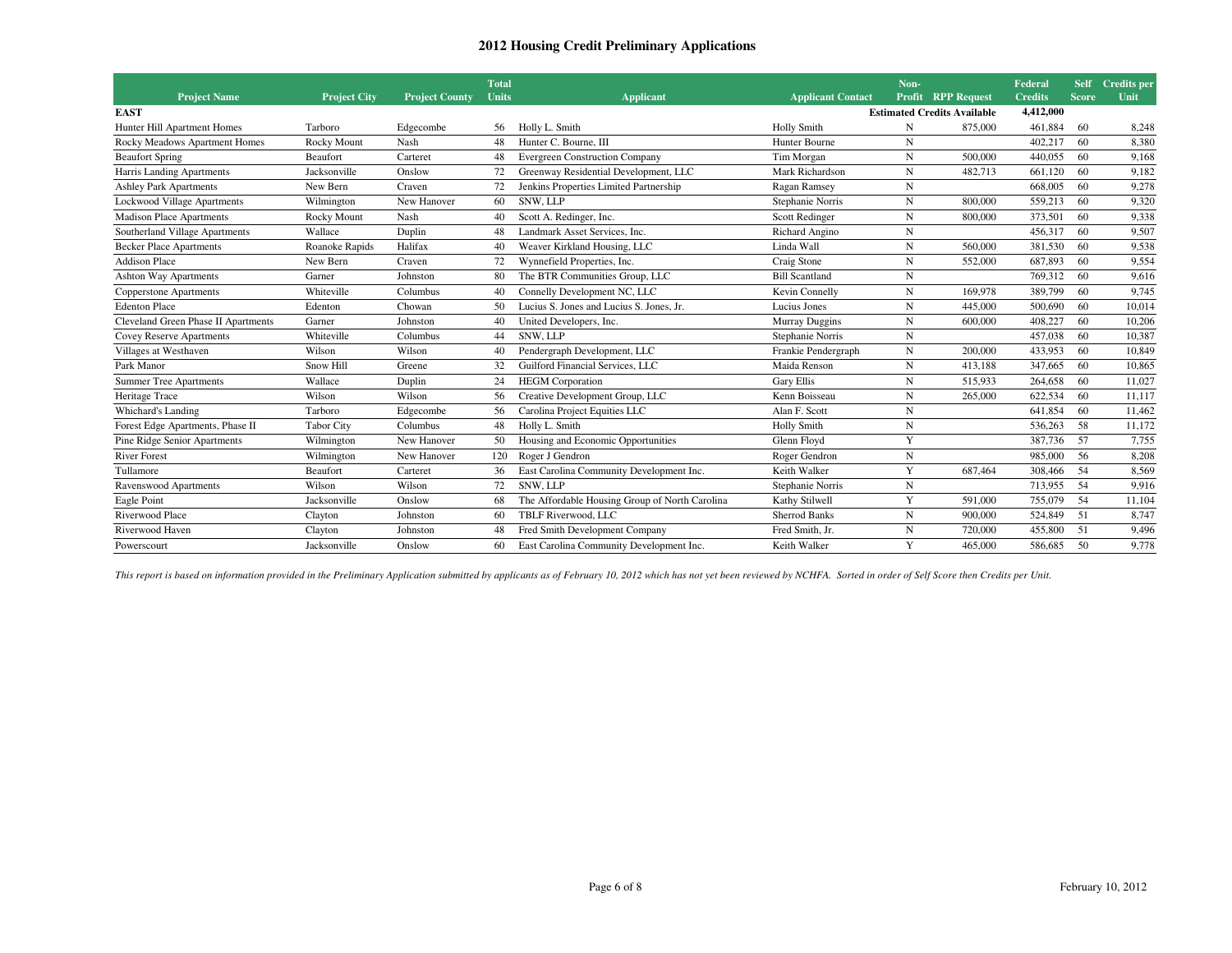# 2012 Housing Credit Preliminary Applications

| Project Name | Project City | Project County | Total Units | Applicant | Applicant Contact | Non-Profit | RPP Request | Federal Credits | Self Score | Credits per Unit |
|---|---|---|---|---|---|---|---|---|---|---|
| **EAST** | | | | | | Estimated Credits Available | | 4,412,000 | | |
| Hunter Hill Apartment Homes | Tarboro | Edgecombe | 56 | Holly L. Smith | Holly Smith | N | 875,000 | 461,884 | 60 | 8,248 |
| Rocky Meadows Apartment Homes | Rocky Mount | Nash | 48 | Hunter C. Bourne, III | Hunter Bourne | N | | 402,217 | 60 | 8,380 |
| Beaufort Spring | Beaufort | Carteret | 48 | Evergreen Construction Company | Tim Morgan | N | 500,000 | 440,055 | 60 | 9,168 |
| Harris Landing Apartments | Jacksonville | Onslow | 72 | Greenway Residential Development, LLC | Mark Richardson | N | 482,713 | 661,120 | 60 | 9,182 |
| Ashley Park Apartments | New Bern | Craven | 72 | Jenkins Properties Limited Partnership | Ragan Ramsey | N | | 668,005 | 60 | 9,278 |
| Lockwood Village Apartments | Wilmington | New Hanover | 60 | SNW, LLP | Stephanie Norris | N | 800,000 | 559,213 | 60 | 9,320 |
| Madison Place Apartments | Rocky Mount | Nash | 40 | Scott A. Redinger, Inc. | Scott Redinger | N | 800,000 | 373,501 | 60 | 9,338 |
| Southerland Village Apartments | Wallace | Duplin | 48 | Landmark Asset Services, Inc. | Richard Angino | N | | 456,317 | 60 | 9,507 |
| Becker Place Apartments | Roanoke Rapids | Halifax | 40 | Weaver Kirkland Housing, LLC | Linda Wall | N | 560,000 | 381,530 | 60 | 9,538 |
| Addison Place | New Bern | Craven | 72 | Wynnefield Properties, Inc. | Craig Stone | N | 552,000 | 687,893 | 60 | 9,554 |
| Ashton Way Apartments | Garner | Johnston | 80 | The BTR Communities Group, LLC | Bill Scantland | N | | 769,312 | 60 | 9,616 |
| Copperstone Apartments | Whiteville | Columbus | 40 | Connelly Development NC, LLC | Kevin Connelly | N | 169,978 | 389,799 | 60 | 9,745 |
| Edenton Place | Edenton | Chowan | 50 | Lucius S. Jones and Lucius S. Jones, Jr. | Lucius Jones | N | 445,000 | 500,690 | 60 | 10,014 |
| Cleveland Green Phase II Apartments | Garner | Johnston | 40 | United Developers, Inc. | Murray Duggins | N | 600,000 | 408,227 | 60 | 10,206 |
| Covey Reserve Apartments | Whiteville | Columbus | 44 | SNW, LLP | Stephanie Norris | N | | 457,038 | 60 | 10,387 |
| Villages at Westhaven | Wilson | Wilson | 40 | Pendergraph Development, LLC | Frankie Pendergraph | N | 200,000 | 433,953 | 60 | 10,849 |
| Park Manor | Snow Hill | Greene | 32 | Guilford Financial Services, LLC | Maida Renson | N | 413,188 | 347,665 | 60 | 10,865 |
| Summer Tree Apartments | Wallace | Duplin | 24 | HEGM Corporation | Gary Ellis | N | 515,933 | 264,658 | 60 | 11,027 |
| Heritage Trace | Wilson | Wilson | 56 | Creative Development Group, LLC | Kenn Boisseau | N | 265,000 | 622,534 | 60 | 11,117 |
| Whichard's Landing | Tarboro | Edgecombe | 56 | Carolina Project Equities LLC | Alan F. Scott | N | | 641,854 | 60 | 11,462 |
| Forest Edge Apartments, Phase II | Tabor City | Columbus | 48 | Holly L. Smith | Holly Smith | N | | 536,263 | 58 | 11,172 |
| Pine Ridge Senior Apartments | Wilmington | New Hanover | 50 | Housing and Economic Opportunities | Glenn Floyd | Y | | 387,736 | 57 | 7,755 |
| River Forest | Wilmington | New Hanover | 120 | Roger J Gendron | Roger Gendron | N | | 985,000 | 56 | 8,208 |
| Tullamore | Beaufort | Carteret | 36 | East Carolina Community Development Inc. | Keith Walker | Y | 687,464 | 308,466 | 54 | 8,569 |
| Ravenswood Apartments | Wilson | Wilson | 72 | SNW, LLP | Stephanie Norris | N | | 713,955 | 54 | 9,916 |
| Eagle Point | Jacksonville | Onslow | 68 | The Affordable Housing Group of North Carolina | Kathy Stilwell | Y | 591,000 | 755,079 | 54 | 11,104 |
| Riverwood Place | Clayton | Johnston | 60 | TBLF Riverwood, LLC | Sherrod Banks | N | 900,000 | 524,849 | 51 | 8,747 |
| Riverwood Haven | Clayton | Johnston | 48 | Fred Smith Development Company | Fred Smith, Jr. | N | 720,000 | 455,800 | 51 | 9,496 |
| Powerscourt | Jacksonville | Onslow | 60 | East Carolina Community Development Inc. | Keith Walker | Y | 465,000 | 586,685 | 50 | 9,778 |

*This report is based on information provided in the Preliminary Application submitted by applicants as of February 10, 2012 which has not yet been reviewed by NCHFA. Sorted in order of Self Score then Credits per Unit.*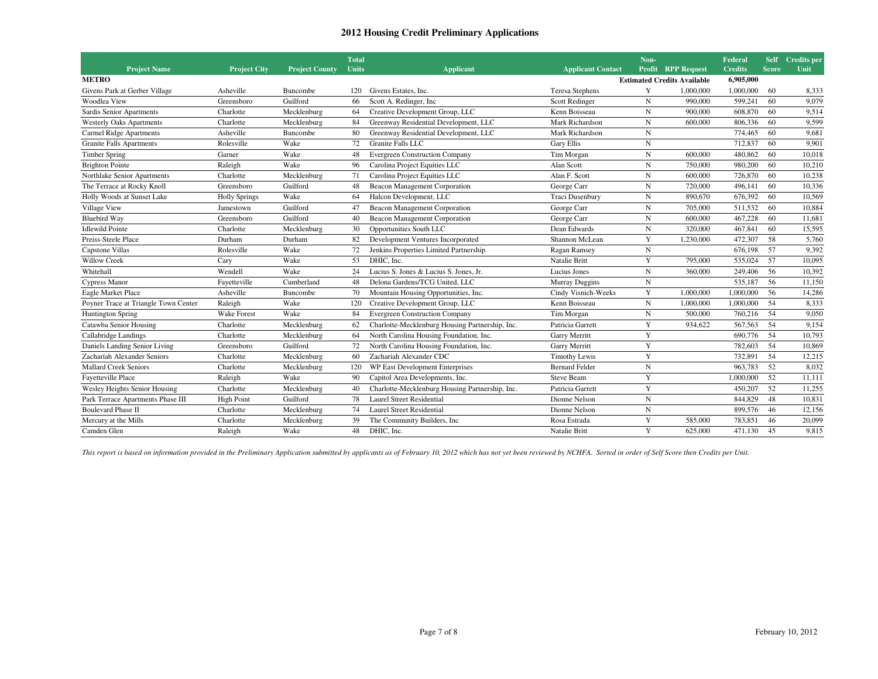# 2012 Housing Credit Preliminary Applications

| Project Name | Project City | Project County | Total Units | Applicant | Applicant Contact | Non-Profit | RPP Request | Federal Credits | Self Score | Credits per Unit |
|---|---|---|---|---|---|---|---|---|---|---|
| **METRO** | | | | | | **Estimated Credits Available** | | **6,905,000** | | |
| Givens Park at Gerber Village | Asheville | Buncombe | 120 | Givens Estates, Inc. | Teresa Stephens | Y | 1,000,000 | 1,000,000 | 60 | 8,333 |
| Woodlea View | Greensboro | Guilford | 66 | Scott A. Redinger, Inc | Scott Redinger | N | 990,000 | 599,241 | 60 | 9,079 |
| Sardis Senior Apartments | Charlotte | Mecklenburg | 64 | Creative Development Group, LLC | Kenn Boisseau | N | 900,000 | 608,870 | 60 | 9,514 |
| Westerly Oaks Apartments | Charlotte | Mecklenburg | 84 | Greenway Residential Development, LLC | Mark Richardson | N | 600,000 | 806,336 | 60 | 9,599 |
| Carmel Ridge Apartments | Asheville | Buncombe | 80 | Greenway Residential Development, LLC | Mark Richardson | N | | 774,465 | 60 | 9,681 |
| Granite Falls Apartments | Rolesville | Wake | 72 | Granite Falls LLC | Gary Ellis | N | | 712,837 | 60 | 9,901 |
| Timber Spring | Garner | Wake | 48 | Evergreen Construction Company | Tim Morgan | N | 600,000 | 480,862 | 60 | 10,018 |
| Brighton Pointe | Raleigh | Wake | 96 | Carolina Project Equities LLC | Alan Scott | N | 750,000 | 980,200 | 60 | 10,210 |
| Northlake Senior Apartments | Charlotte | Mecklenburg | 71 | Carolina Project Equities LLC | Alan F. Scott | N | 600,000 | 726,870 | 60 | 10,238 |
| The Terrace at Rocky Knoll | Greensboro | Guilford | 48 | Beacon Management Corporation | George Carr | N | 720,000 | 496,141 | 60 | 10,336 |
| Holly Woods at Sunset Lake | Holly Springs | Wake | 64 | Halcon Development, LLC | Traci Dusenbury | N | 890,670 | 676,392 | 60 | 10,569 |
| Village View | Jamestown | Guilford | 47 | Beacon Management Corporation | George Carr | N | 705,000 | 511,532 | 60 | 10,884 |
| Bluebird Way | Greensboro | Guilford | 40 | Beacon Management Corporation | George Carr | N | 600,000 | 467,228 | 60 | 11,681 |
| Idlewild Pointe | Charlotte | Mecklenburg | 30 | Opportunities South LLC | Dean Edwards | N | 320,000 | 467,841 | 60 | 15,595 |
| Preiss-Steele Place | Durham | Durham | 82 | Development Ventures Incorporated | Shannon McLean | Y | 1,230,000 | 472,307 | 58 | 5,760 |
| Capstone Villas | Rolesville | Wake | 72 | Jenkins Properties Limited Partnership | Ragan Ramsey | N | | 676,198 | 57 | 9,392 |
| Willow Creek | Cary | Wake | 53 | DHIC, Inc. | Natalie Britt | Y | 795,000 | 535,024 | 57 | 10,095 |
| Whitehall | Wendell | Wake | 24 | Lucius S. Jones & Lucius S. Jones, Jr. | Lucius Jones | N | 360,000 | 249,406 | 56 | 10,392 |
| Cypress Manor | Fayetteville | Cumberland | 48 | Delona Gardens/TCG United, LLC | Murray Duggins | N | | 535,187 | 56 | 11,150 |
| Eagle Market Place | Asheville | Buncombe | 70 | Mountain Housing Opportunities, Inc. | Cindy Visnich-Weeks | Y | 1,000,000 | 1,000,000 | 56 | 14,286 |
| Poyner Trace at Triangle Town Center | Raleigh | Wake | 120 | Creative Development Group, LLC | Kenn Boisseau | N | 1,000,000 | 1,000,000 | 54 | 8,333 |
| Huntington Spring | Wake Forest | Wake | 84 | Evergreen Construction Company | Tim Morgan | N | 500,000 | 760,216 | 54 | 9,050 |
| Catawba Senior Housing | Charlotte | Mecklenburg | 62 | Charlotte-Mecklenburg Housing Partnership, Inc. | Patricia Garrett | Y | 934,622 | 567,563 | 54 | 9,154 |
| Callabridge Landings | Charlotte | Mecklenburg | 64 | North Carolina Housing Foundation, Inc. | Garry Merritt | Y | | 690,776 | 54 | 10,793 |
| Daniels Landing Senior Living | Greensboro | Guilford | 72 | North Carolina Housing Foundation, Inc. | Garry Merritt | Y | | 782,603 | 54 | 10,869 |
| Zachariah Alexander Seniors | Charlotte | Mecklenburg | 60 | Zachariah Alexander CDC | Timothy Lewis | Y | | 732,891 | 54 | 12,215 |
| Mallard Creek Seniors | Charlotte | Mecklenburg | 120 | WP East Development Enterprises | Bernard Felder | N | | 963,783 | 52 | 8,032 |
| Fayetteville Place | Raleigh | Wake | 90 | Capitol Area Developments, Inc. | Steve Beam | Y | | 1,000,000 | 52 | 11,111 |
| Wesley Heights Senior Housing | Charlotte | Mecklenburg | 40 | Charlotte-Mecklenburg Housing Partnership, Inc. | Patricia Garrett | Y | | 450,207 | 52 | 11,255 |
| Park Terrace Apartments Phase III | High Point | Guilford | 78 | Laurel Street Residential | Dionne Nelson | N | | 844,829 | 48 | 10,831 |
| Boulevard Phase II | Charlotte | Mecklenburg | 74 | Laurel Street Residential | Dionne Nelson | N | | 899,576 | 46 | 12,156 |
| Mercury at the Mills | Charlotte | Mecklenburg | 39 | The Community Builders, Inc | Rosa Estrada | Y | 585,000 | 783,851 | 46 | 20,099 |
| Camden Glen | Raleigh | Wake | 48 | DHIC, Inc. | Natalie Britt | Y | 625,000 | 471,130 | 45 | 9,815 |

*This report is based on information provided in the Preliminary Application submitted by applicants as of February 10, 2012 which has not yet been reviewed by NCHFA. Sorted in order of Self Score then Credits per Unit.*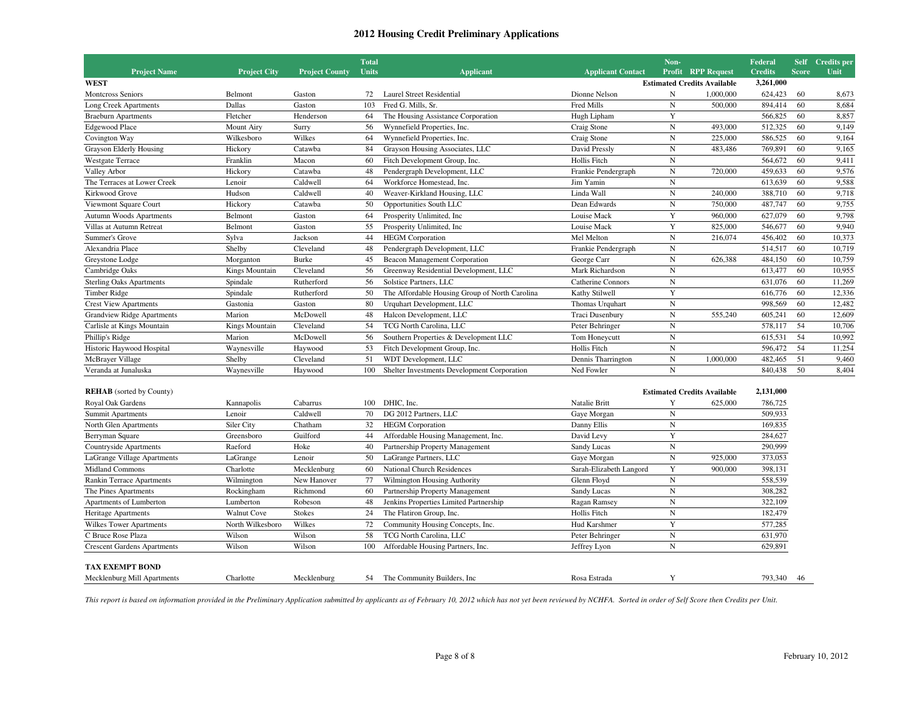# 2012 Housing Credit Preliminary Applications

| Project Name | Project City | Project County | Total Units | Applicant | Applicant Contact | Non-Profit | RPP Request | Federal Credits | Self Score | Credits per Unit |
|---|---|---|---|---|---|---|---|---|---|---|
| **WEST** | | | | | | **Estimated Credits Available** | | **3,261,000** | | |
| Montcross Seniors | Belmont | Gaston | 72 | Laurel Street Residential | Dionne Nelson | N | 1,000,000 | 624,423 | 60 | 8,673 |
| Long Creek Apartments | Dallas | Gaston | 103 | Fred G. Mills, Sr. | Fred Mills | N | 500,000 | 894,414 | 60 | 8,684 |
| Braeburn Apartments | Fletcher | Henderson | 64 | The Housing Assistance Corporation | Hugh Lipham | Y | | 566,825 | 60 | 8,857 |
| Edgewood Place | Mount Airy | Surry | 56 | Wynnefield Properties, Inc. | Craig Stone | N | 493,000 | 512,325 | 60 | 9,149 |
| Covington Way | Wilkesboro | Wilkes | 64 | Wynnefield Properties, Inc. | Craig Stone | N | 225,000 | 586,525 | 60 | 9,164 |
| Grayson Elderly Housing | Hickory | Catawba | 84 | Grayson Housing Associates, LLC | David Pressly | N | 483,486 | 769,891 | 60 | 9,165 |
| Westgate Terrace | Franklin | Macon | 60 | Fitch Development Group, Inc. | Hollis Fitch | N | | 564,672 | 60 | 9,411 |
| Valley Arbor | Hickory | Catawba | 48 | Pendergraph Development, LLC | Frankie Pendergraph | N | 720,000 | 459,633 | 60 | 9,576 |
| The Terraces at Lower Creek | Lenoir | Caldwell | 64 | Workforce Homestead, Inc. | Jim Yamin | N | | 613,639 | 60 | 9,588 |
| Kirkwood Grove | Hudson | Caldwell | 40 | Weaver-Kirkland Housing, LLC | Linda Wall | N | 240,000 | 388,710 | 60 | 9,718 |
| Viewmont Square Court | Hickory | Catawba | 50 | Opportunities South LLC | Dean Edwards | N | 750,000 | 487,747 | 60 | 9,755 |
| Autumn Woods Apartments | Belmont | Gaston | 64 | Prosperity Unlimited, Inc | Louise Mack | Y | 960,000 | 627,079 | 60 | 9,798 |
| Villas at Autumn Retreat | Belmont | Gaston | 55 | Prosperity Unlimited, Inc | Louise Mack | Y | 825,000 | 546,677 | 60 | 9,940 |
| Summer's Grove | Sylva | Jackson | 44 | HEGM Corporation | Mel Melton | N | 216,074 | 456,402 | 60 | 10,373 |
| Alexandria Place | Shelby | Cleveland | 48 | Pendergraph Development, LLC | Frankie Pendergraph | N | | 514,517 | 60 | 10,719 |
| Greystone Lodge | Morganton | Burke | 45 | Beacon Management Corporation | George Carr | N | 626,388 | 484,150 | 60 | 10,759 |
| Cambridge Oaks | Kings Mountain | Cleveland | 56 | Greenway Residential Development, LLC | Mark Richardson | N | | 613,477 | 60 | 10,955 |
| Sterling Oaks Apartments | Spindale | Rutherford | 56 | Solstice Partners, LLC | Catherine Connors | N | | 631,076 | 60 | 11,269 |
| Timber Ridge | Spindale | Rutherford | 50 | The Affordable Housing Group of North Carolina | Kathy Stilwell | Y | | 616,776 | 60 | 12,336 |
| Crest View Apartments | Gastonia | Gaston | 80 | Urquhart Development, LLC | Thomas Urquhart | N | | 998,569 | 60 | 12,482 |
| Grandview Ridge Apartments | Marion | McDowell | 48 | Halcon Development, LLC | Traci Dusenbury | N | 555,240 | 605,241 | 60 | 12,609 |
| Carlisle at Kings Mountain | Kings Mountain | Cleveland | 54 | TCG North Carolina, LLC | Peter Behringer | N | | 578,117 | 54 | 10,706 |
| Phillip's Ridge | Marion | McDowell | 56 | Southern Properties & Development LLC | Tom Honeycutt | N | | 615,531 | 54 | 10,992 |
| Historic Haywood Hospital | Waynesville | Haywood | 53 | Fitch Development Group, Inc. | Hollis Fitch | N | | 596,472 | 54 | 11,254 |
| McBrayer Village | Shelby | Cleveland | 51 | WDT Development, LLC | Dennis Tharrington | N | 1,000,000 | 482,465 | 51 | 9,460 |
| Veranda at Junaluska | Waynesville | Haywood | 100 | Shelter Investments Development Corporation | Ned Fowler | N | | 840,438 | 50 | 8,404 |
| **REHAB** (sorted by County) | | | | | | **Estimated Credits Available** | | **2,131,000** | | |
| Royal Oak Gardens | Kannapolis | Cabarrus | 100 | DHIC, Inc. | Natalie Britt | Y | 625,000 | 786,725 | | |
| Summit Apartments | Lenoir | Caldwell | 70 | DG 2012 Partners, LLC | Gaye Morgan | N | | 509,933 | | |
| North Glen Apartments | Siler City | Chatham | 32 | HEGM Corporation | Danny Ellis | N | | 169,835 | | |
| Berryman Square | Greensboro | Guilford | 44 | Affordable Housing Management, Inc. | David Levy | Y | | 284,627 | | |
| Countryside Apartments | Raeford | Hoke | 40 | Partnership Property Management | Sandy Lucas | N | | 290,999 | | |
| LaGrange Village Apartments | LaGrange | Lenoir | 50 | LaGrange Partners, LLC | Gaye Morgan | N | 925,000 | 373,053 | | |
| Midland Commons | Charlotte | Mecklenburg | 60 | National Church Residences | Sarah-Elizabeth Langord | Y | 900,000 | 398,131 | | |
| Rankin Terrace Apartments | Wilmington | New Hanover | 77 | Wilmington Housing Authority | Glenn Floyd | N | | 558,539 | | |
| The Pines Apartments | Rockingham | Richmond | 60 | Partnership Property Management | Sandy Lucas | N | | 308,282 | | |
| Apartments of Lumberton | Lumberton | Robeson | 48 | Jenkins Properties Limited Partnership | Ragan Ramsey | N | | 322,109 | | |
| Heritage Apartments | Walnut Cove | Stokes | 24 | The Flatiron Group, Inc. | Hollis Fitch | N | | 182,479 | | |
| Wilkes Tower Apartments | North Wilkesboro | Wilkes | 72 | Community Housing Concepts, Inc. | Hud Karshmer | Y | | 577,285 | | |
| C Bruce Rose Plaza | Wilson | Wilson | 58 | TCG North Carolina, LLC | Peter Behringer | N | | 631,970 | | |
| Crescent Gardens Apartments | Wilson | Wilson | 100 | Affordable Housing Partners, Inc. | Jeffrey Lyon | N | | 629,891 | | |
| **TAX EXEMPT BOND** | | | | | | | | | | |
| Mecklenburg Mill Apartments | Charlotte | Mecklenburg | 54 | The Community Builders, Inc | Rosa Estrada | Y | | 793,340 | 46 | |

*This report is based on information provided in the Preliminary Application submitted by applicants as of February 10, 2012 which has not yet been reviewed by NCHFA. Sorted in order of Self Score then Credits per Unit.*